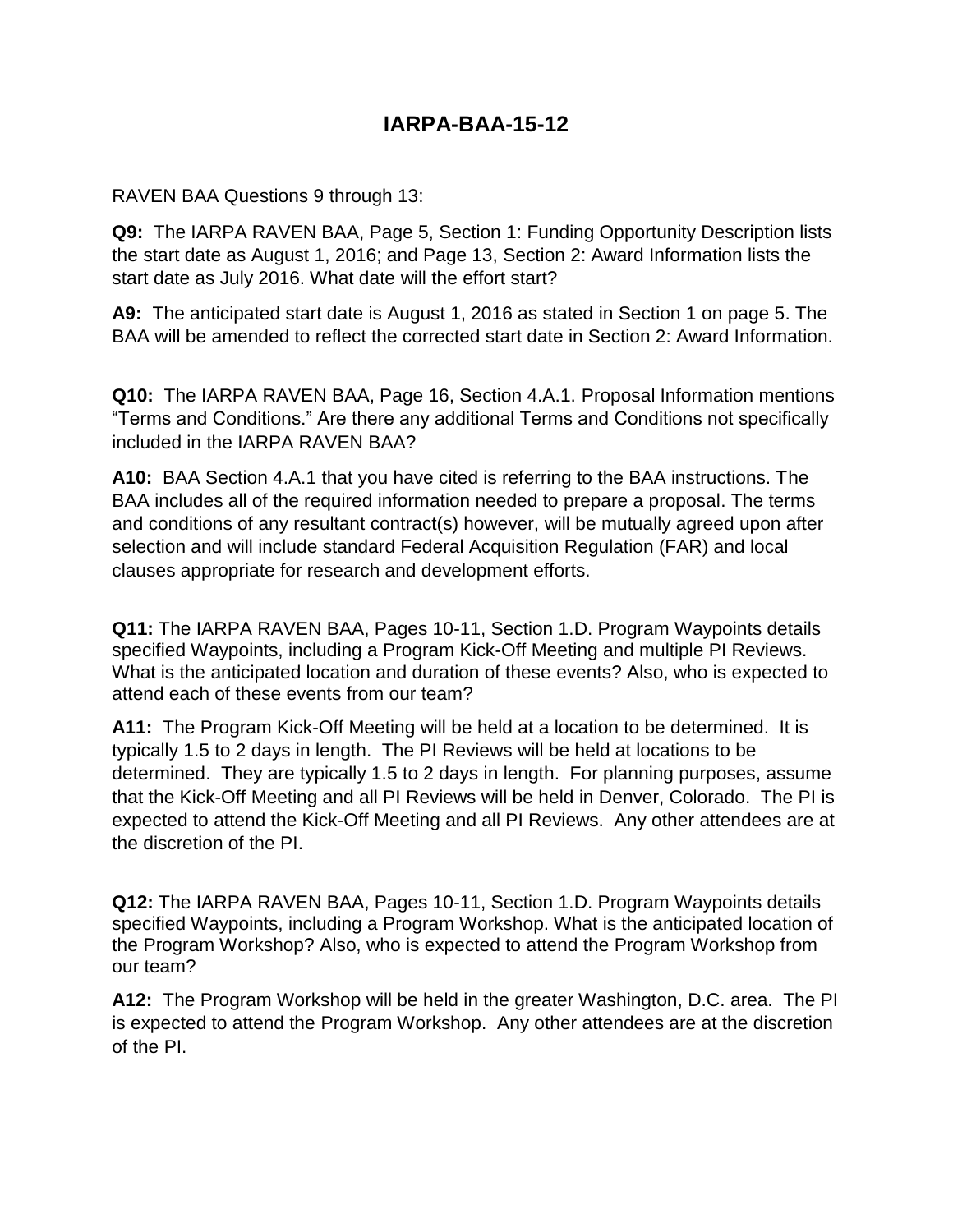# IARPA-BAA-15-12

RAVEN BAA Questions 9 through 13:

**Q9:** The IARPA RAVEN BAA, Page 5, Section 1: Funding Opportunity Description lists the start date as August 1, 2016; and Page 13, Section 2: Award Information lists the start date as July 2016. What date will the effort start?

**A9:** The anticipated start date is August 1, 2016 as stated in Section 1 on page 5. The BAA will be amended to reflect the corrected start date in Section 2: Award Information.

**Q10:** The IARPA RAVEN BAA, Page 16, Section 4.A.1. Proposal Information mentions "Terms and Conditions." Are there any additional Terms and Conditions not specifically included in the IARPA RAVEN BAA?

**A10:** BAA Section 4.A.1 that you have cited is referring to the BAA instructions. The BAA includes all of the required information needed to prepare a proposal. The terms and conditions of any resultant contract(s) however, will be mutually agreed upon after selection and will include standard Federal Acquisition Regulation (FAR) and local clauses appropriate for research and development efforts.

**Q11:** The IARPA RAVEN BAA, Pages 10-11, Section 1.D. Program Waypoints details specified Waypoints, including a Program Kick-Off Meeting and multiple PI Reviews. What is the anticipated location and duration of these events? Also, who is expected to attend each of these events from our team?

**A11:** The Program Kick-Off Meeting will be held at a location to be determined. It is typically 1.5 to 2 days in length. The PI Reviews will be held at locations to be determined. They are typically 1.5 to 2 days in length. For planning purposes, assume that the Kick-Off Meeting and all PI Reviews will be held in Denver, Colorado. The PI is expected to attend the Kick-Off Meeting and all PI Reviews. Any other attendees are at the discretion of the PI.

**Q12:** The IARPA RAVEN BAA, Pages 10-11, Section 1.D. Program Waypoints details specified Waypoints, including a Program Workshop. What is the anticipated location of the Program Workshop? Also, who is expected to attend the Program Workshop from our team?

**A12:** The Program Workshop will be held in the greater Washington, D.C. area. The PI is expected to attend the Program Workshop. Any other attendees are at the discretion of the PI.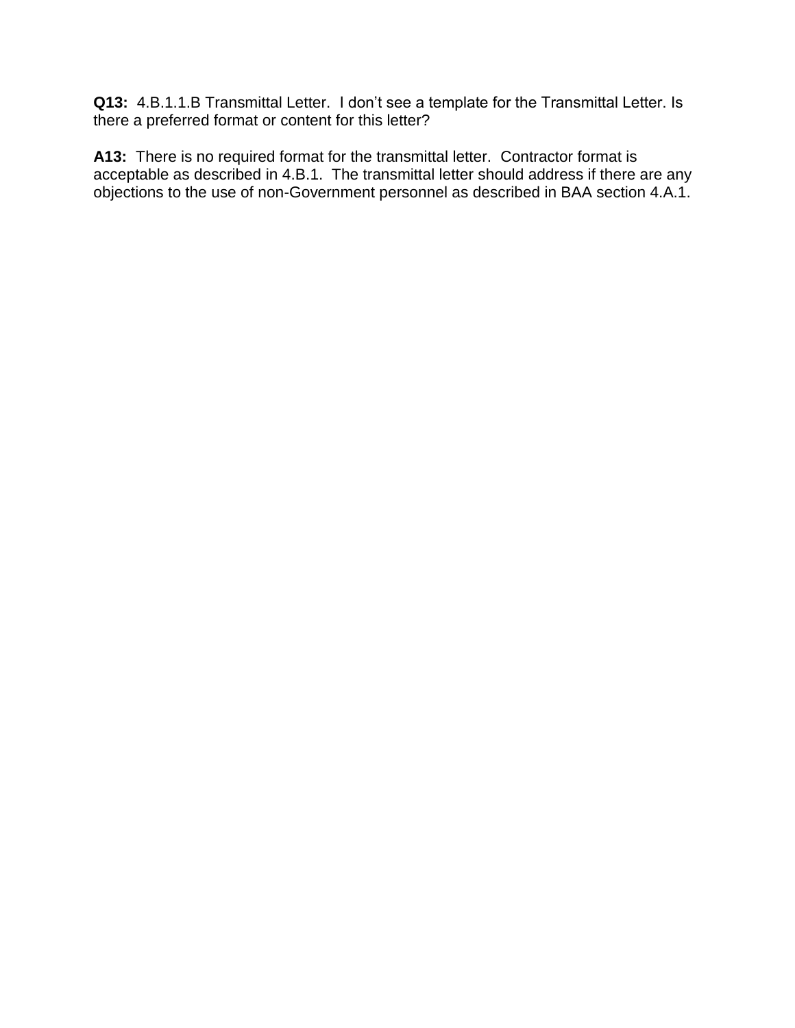**Q13:** 4.B.1.1.B Transmittal Letter. I don't see a template for the Transmittal Letter. Is there a preferred format or content for this letter?

**A13:** There is no required format for the transmittal letter. Contractor format is acceptable as described in 4.B.1. The transmittal letter should address if there are any objections to the use of non-Government personnel as described in BAA section 4.A.1.